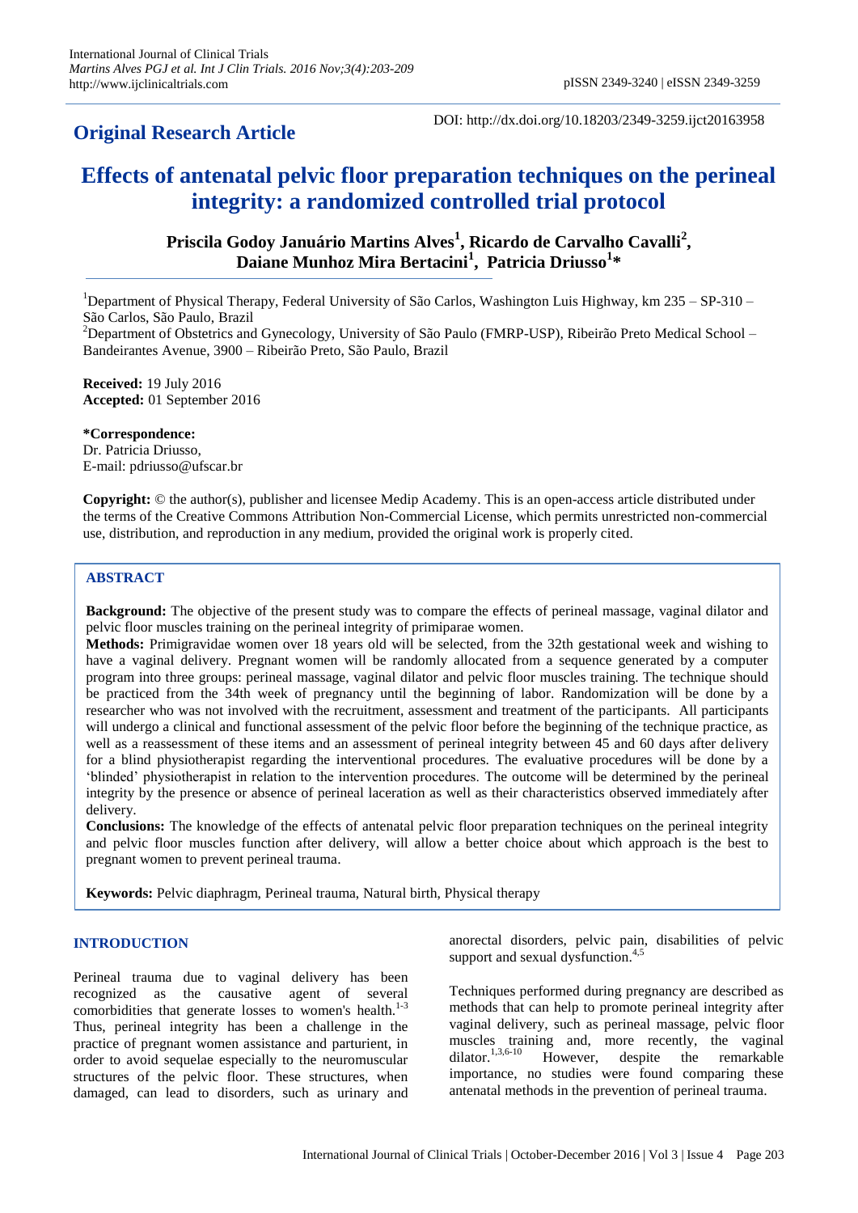## Original Research Article

DOI: http://dx.doi.org/10.18203/2349-3259.ijct20163958

# Effects of antenatal pelvic floor preparation techniques on the perineal integrity: a randomized controlled trial protocol

**Priscila Godoy Januário Martins Alves[1], Ricardo de Carvalho Cavalli[2], Daiane Munhoz Mira Bertacini[1], Patricia Driusso[1]***

[1]Department of Physical Therapy, Federal University of São Carlos, Washington Luis Highway, km 235 – SP-310 – São Carlos, São Paulo, Brazil

[2]Department of Obstetrics and Gynecology, University of São Paulo (FMRP-USP), Ribeirão Preto Medical School – Bandeirantes Avenue, 3900 – Ribeirão Preto, São Paulo, Brazil

**Received:** 19 July 2016
**Accepted:** 01 September 2016

***Correspondence:**
Dr. Patricia Driusso,
E-mail: pdriusso@ufscar.br

**Copyright:** © the author(s), publisher and licensee Medip Academy. This is an open-access article distributed under the terms of the Creative Commons Attribution Non-Commercial License, which permits unrestricted non-commercial use, distribution, and reproduction in any medium, provided the original work is properly cited.

## ABSTRACT

**Background:** The objective of the present study was to compare the effects of perineal massage, vaginal dilator and pelvic floor muscles training on the perineal integrity of primiparae women.

**Methods:** Primigravidae women over 18 years old will be selected, from the 32th gestational week and wishing to have a vaginal delivery. Pregnant women will be randomly allocated from a sequence generated by a computer program into three groups: perineal massage, vaginal dilator and pelvic floor muscles training. The technique should be practiced from the 34th week of pregnancy until the beginning of labor. Randomization will be done by a researcher who was not involved with the recruitment, assessment and treatment of the participants. All participants will undergo a clinical and functional assessment of the pelvic floor before the beginning of the technique practice, as well as a reassessment of these items and an assessment of perineal integrity between 45 and 60 days after delivery for a blind physiotherapist regarding the interventional procedures. The evaluative procedures will be done by a 'blinded' physiotherapist in relation to the intervention procedures. The outcome will be determined by the perineal integrity by the presence or absence of perineal laceration as well as their characteristics observed immediately after delivery.

**Conclusions:** The knowledge of the effects of antenatal pelvic floor preparation techniques on the perineal integrity and pelvic floor muscles function after delivery, will allow a better choice about which approach is the best to pregnant women to prevent perineal trauma.

**Keywords:** Pelvic diaphragm, Perineal trauma, Natural birth, Physical therapy

## INTRODUCTION

Perineal trauma due to vaginal delivery has been recognized as the causative agent of several comorbidities that generate losses to women's health.[1-3] Thus, perineal integrity has been a challenge in the practice of pregnant women assistance and parturient, in order to avoid sequelae especially to the neuromuscular structures of the pelvic floor. These structures, when damaged, can lead to disorders, such as urinary and anorectal disorders, pelvic pain, disabilities of pelvic support and sexual dysfunction.[4,5]

Techniques performed during pregnancy are described as methods that can help to promote perineal integrity after vaginal delivery, such as perineal massage, pelvic floor muscles training and, more recently, the vaginal dilator.[1,3,6-10] However, despite the remarkable importance, no studies were found comparing these antenatal methods in the prevention of perineal trauma.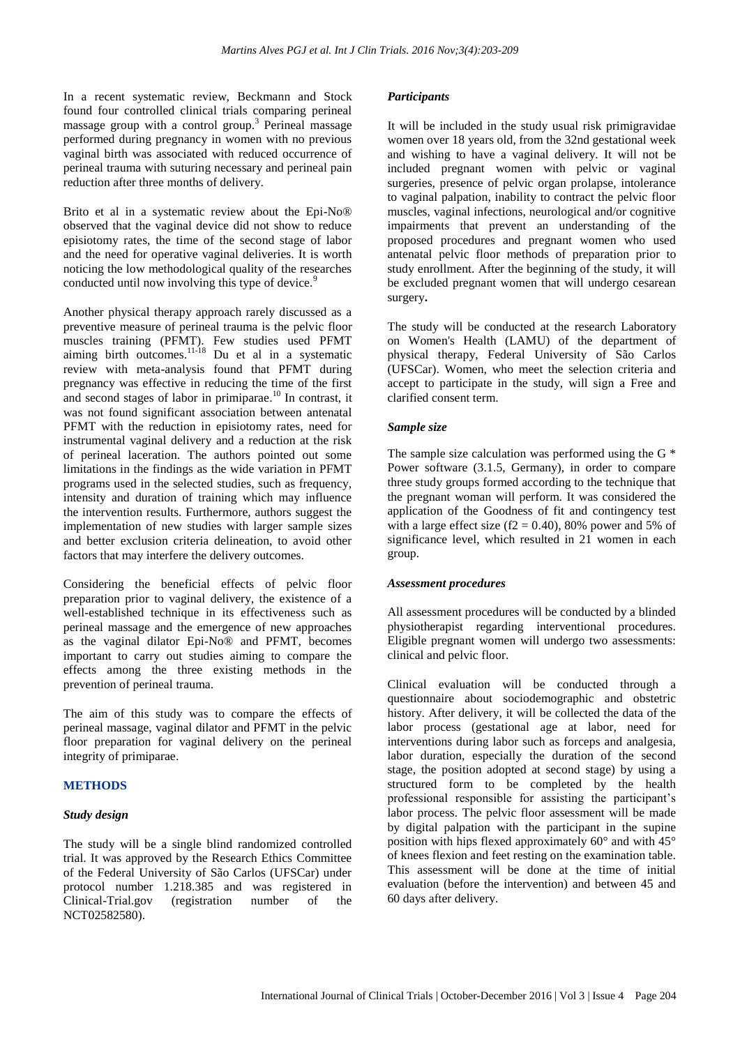In a recent systematic review, Beckmann and Stock found four controlled clinical trials comparing perineal massage group with a control group.[3] Perineal massage performed during pregnancy in women with no previous vaginal birth was associated with reduced occurrence of perineal trauma with suturing necessary and perineal pain reduction after three months of delivery.

Brito et al in a systematic review about the Epi-No® observed that the vaginal device did not show to reduce episiotomy rates, the time of the second stage of labor and the need for operative vaginal deliveries. It is worth noticing the low methodological quality of the researches conducted until now involving this type of device.[9]

Another physical therapy approach rarely discussed as a preventive measure of perineal trauma is the pelvic floor muscles training (PFMT). Few studies used PFMT aiming birth outcomes.[11-18] Du et al in a systematic review with meta-analysis found that PFMT during pregnancy was effective in reducing the time of the first and second stages of labor in primiparae.[10] In contrast, it was not found significant association between antenatal PFMT with the reduction in episiotomy rates, need for instrumental vaginal delivery and a reduction at the risk of perineal laceration. The authors pointed out some limitations in the findings as the wide variation in PFMT programs used in the selected studies, such as frequency, intensity and duration of training which may influence the intervention results. Furthermore, authors suggest the implementation of new studies with larger sample sizes and better exclusion criteria delineation, to avoid other factors that may interfere the delivery outcomes.

Considering the beneficial effects of pelvic floor preparation prior to vaginal delivery, the existence of a well-established technique in its effectiveness such as perineal massage and the emergence of new approaches as the vaginal dilator Epi-No® and PFMT, becomes important to carry out studies aiming to compare the effects among the three existing methods in the prevention of perineal trauma.

The aim of this study was to compare the effects of perineal massage, vaginal dilator and PFMT in the pelvic floor preparation for vaginal delivery on the perineal integrity of primiparae.

## METHODS

### *Study design*

The study will be a single blind randomized controlled trial. It was approved by the Research Ethics Committee of the Federal University of São Carlos (UFSCar) under protocol number 1.218.385 and was registered in Clinical-Trial.gov (registration number of the NCT02582580).

### *Participants*

It will be included in the study usual risk primigravidae women over 18 years old, from the 32nd gestational week and wishing to have a vaginal delivery. It will not be included pregnant women with pelvic or vaginal surgeries, presence of pelvic organ prolapse, intolerance to vaginal palpation, inability to contract the pelvic floor muscles, vaginal infections, neurological and/or cognitive impairments that prevent an understanding of the proposed procedures and pregnant women who used antenatal pelvic floor methods of preparation prior to study enrollment. After the beginning of the study, it will be excluded pregnant women that will undergo cesarean surgery**.**

The study will be conducted at the research Laboratory on Women's Health (LAMU) of the department of physical therapy, Federal University of São Carlos (UFSCar). Women, who meet the selection criteria and accept to participate in the study, will sign a Free and clarified consent term.

### *Sample size*

The sample size calculation was performed using the G * Power software (3.1.5, Germany), in order to compare three study groups formed according to the technique that the pregnant woman will perform. It was considered the application of the Goodness of fit and contingency test with a large effect size ($f2 = 0.40$), 80% power and 5% of significance level, which resulted in 21 women in each group.

### *Assessment procedures*

All assessment procedures will be conducted by a blinded physiotherapist regarding interventional procedures. Eligible pregnant women will undergo two assessments: clinical and pelvic floor.

Clinical evaluation will be conducted through a questionnaire about sociodemographic and obstetric history. After delivery, it will be collected the data of the labor process (gestational age at labor, need for interventions during labor such as forceps and analgesia, labor duration, especially the duration of the second stage, the position adopted at second stage) by using a structured form to be completed by the health professional responsible for assisting the participant's labor process. The pelvic floor assessment will be made by digital palpation with the participant in the supine position with hips flexed approximately 60° and with 45° of knees flexion and feet resting on the examination table. This assessment will be done at the time of initial evaluation (before the intervention) and between 45 and 60 days after delivery.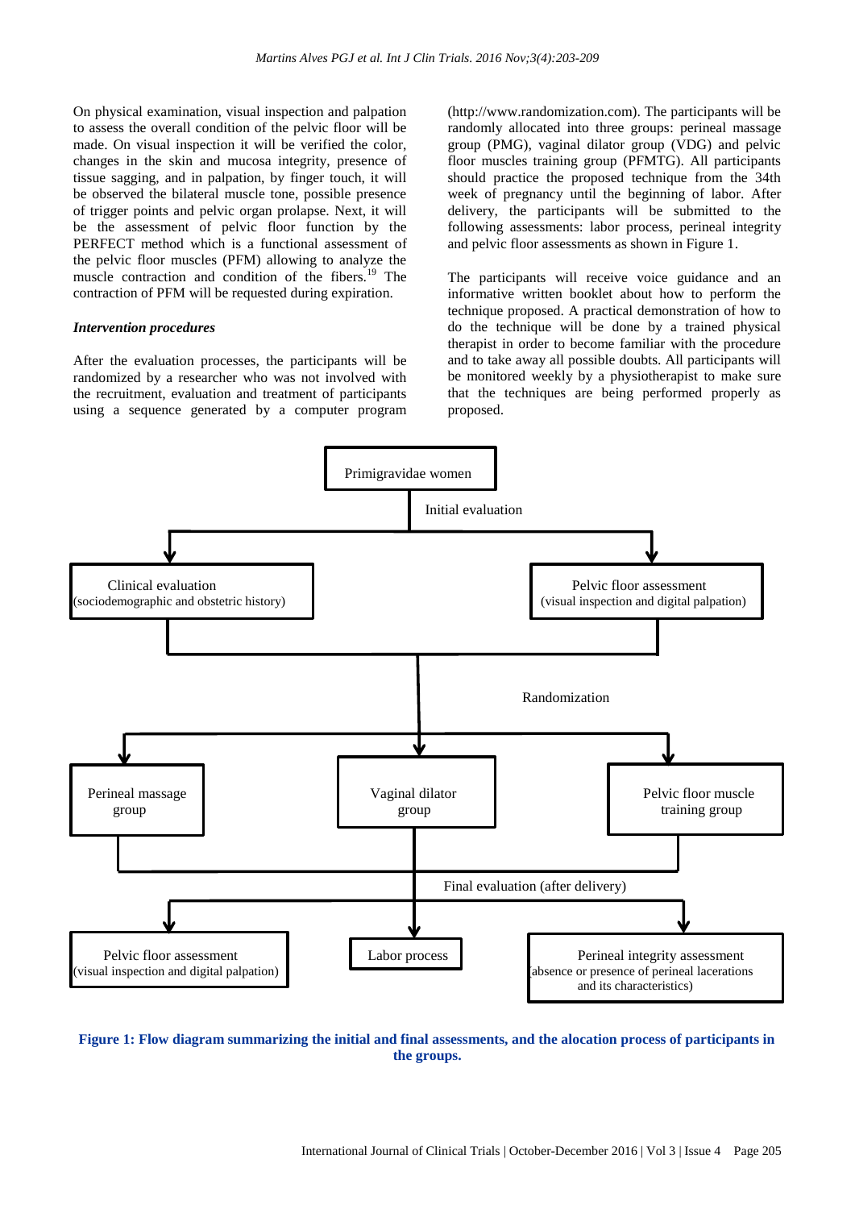On physical examination, visual inspection and palpation to assess the overall condition of the pelvic floor will be made. On visual inspection it will be verified the color, changes in the skin and mucosa integrity, presence of tissue sagging, and in palpation, by finger touch, it will be observed the bilateral muscle tone, possible presence of trigger points and pelvic organ prolapse. Next, it will be the assessment of pelvic floor function by the PERFECT method which is a functional assessment of the pelvic floor muscles (PFM) allowing to analyze the muscle contraction and condition of the fibers.[19] The contraction of PFM will be requested during expiration.

### *Intervention procedures*

After the evaluation processes, the participants will be randomized by a researcher who was not involved with the recruitment, evaluation and treatment of participants using a sequence generated by a computer program (http://www.randomization.com). The participants will be randomly allocated into three groups: perineal massage group (PMG), vaginal dilator group (VDG) and pelvic floor muscles training group (PFMTG). All participants should practice the proposed technique from the 34th week of pregnancy until the beginning of labor. After delivery, the participants will be submitted to the following assessments: labor process, perineal integrity and pelvic floor assessments as shown in Figure 1.

The participants will receive voice guidance and an informative written booklet about how to perform the technique proposed. A practical demonstration of how to do the technique will be done by a trained physical therapist in order to become familiar with the procedure and to take away all possible doubts. All participants will be monitored weekly by a physiotherapist to make sure that the techniques are being performed properly as proposed.

```
Primigravidae women
        | Initial evaluation
        ├── Clinical evaluation (sociodemographic and obstetric history)
        └── Pelvic floor assessment (visual inspection and digital palpation)
                | Randomization
        ├── Perineal massage group
        ├── Vaginal dilator group
        └── Pelvic floor muscle training group
                | Final evaluation (after delivery)
        ├── Pelvic floor assessment (visual inspection and digital palpation)
        ├── Labor process
        └── Perineal integrity assessment (absence or presence of perineal lacerations and its characteristics)
```

**Figure 1: Flow diagram summarizing the initial and final assessments, and the alocation process of participants in the groups.**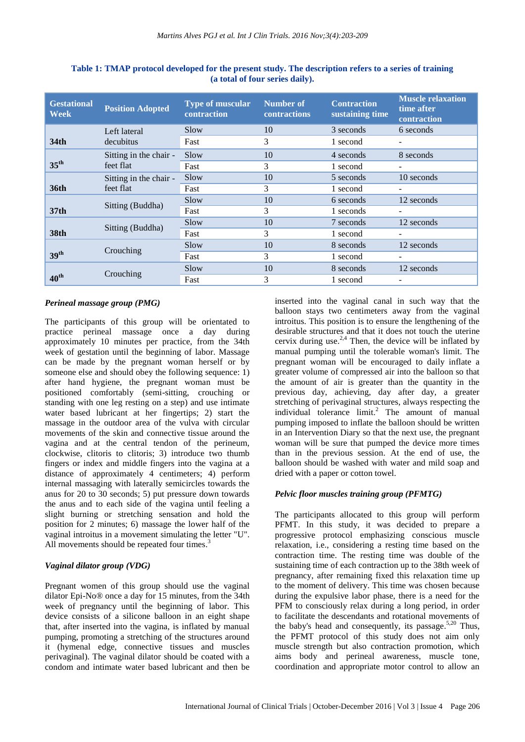**Table 1: TMAP protocol developed for the present study. The description refers to a series of training (a total of four series daily).**

| Gestational Week | Position Adopted | Type of muscular contraction | Number of contractions | Contraction sustaining time | Muscle relaxation time after contraction |
|---|---|---|---|---|---|
| 34th | Left lateral decubitus | Slow | 10 | 3 seconds | 6 seconds |
| | | Fast | 3 | 1 second | - |
| 35th | Sitting in the chair - feet flat | Slow | 10 | 4 seconds | 8 seconds |
| | | Fast | 3 | 1 second | - |
| 36th | Sitting in the chair - feet flat | Slow | 10 | 5 seconds | 10 seconds |
| | | Fast | 3 | 1 second | - |
| 37th | Sitting (Buddha) | Slow | 10 | 6 seconds | 12 seconds |
| | | Fast | 3 | 1 seconds | - |
| 38th | Sitting (Buddha) | Slow | 10 | 7 seconds | 12 seconds |
| | | Fast | 3 | 1 second | - |
| 39th | Crouching | Slow | 10 | 8 seconds | 12 seconds |
| | | Fast | 3 | 1 second | - |
| 40th | Crouching | Slow | 10 | 8 seconds | 12 seconds |
| | | Fast | 3 | 1 second | - |

### *Perineal massage group (PMG)*

The participants of this group will be orientated to practice perineal massage once a day during approximately 10 minutes per practice, from the 34th week of gestation until the beginning of labor. Massage can be made by the pregnant woman herself or by someone else and should obey the following sequence: 1) after hand hygiene, the pregnant woman must be positioned comfortably (semi-sitting, crouching or standing with one leg resting on a step) and use intimate water based lubricant at her fingertips; 2) start the massage in the outdoor area of the vulva with circular movements of the skin and connective tissue around the vagina and at the central tendon of the perineum, clockwise, clitoris to clitoris; 3) introduce two thumb fingers or index and middle fingers into the vagina at a distance of approximately 4 centimeters; 4) perform internal massaging with laterally semicircles towards the anus for 20 to 30 seconds; 5) put pressure down towards the anus and to each side of the vagina until feeling a slight burning or stretching sensation and hold the position for 2 minutes; 6) massage the lower half of the vaginal introitus in a movement simulating the letter "U". All movements should be repeated four times.[3]

### *Vaginal dilator group (VDG)*

Pregnant women of this group should use the vaginal dilator Epi-No® once a day for 15 minutes, from the 34th week of pregnancy until the beginning of labor. This device consists of a silicone balloon in an eight shape that, after inserted into the vagina, is inflated by manual pumping, promoting a stretching of the structures around it (hymenal edge, connective tissues and muscles perivaginal). The vaginal dilator should be coated with a condom and intimate water based lubricant and then be inserted into the vaginal canal in such way that the balloon stays two centimeters away from the vaginal introitus. This position is to ensure the lengthening of the desirable structures and that it does not touch the uterine cervix during use.[2,4] Then, the device will be inflated by manual pumping until the tolerable woman's limit. The pregnant woman will be encouraged to daily inflate a greater volume of compressed air into the balloon so that the amount of air is greater than the quantity in the previous day, achieving, day after day, a greater stretching of perivaginal structures, always respecting the individual tolerance limit.[2] The amount of manual pumping imposed to inflate the balloon should be written in an Intervention Diary so that the next use, the pregnant woman will be sure that pumped the device more times than in the previous session. At the end of use, the balloon should be washed with water and mild soap and dried with a paper or cotton towel.

### *Pelvic floor muscles training group (PFMTG)*

The participants allocated to this group will perform PFMT. In this study, it was decided to prepare a progressive protocol emphasizing conscious muscle relaxation, i.e., considering a resting time based on the contraction time. The resting time was double of the sustaining time of each contraction up to the 38th week of pregnancy, after remaining fixed this relaxation time up to the moment of delivery. This time was chosen because during the expulsive labor phase, there is a need for the PFM to consciously relax during a long period, in order to facilitate the descendants and rotational movements of the baby's head and consequently, its passage.[5,20] Thus, the PFMT protocol of this study does not aim only muscle strength but also contraction promotion, which aims body and perineal awareness, muscle tone, coordination and appropriate motor control to allow an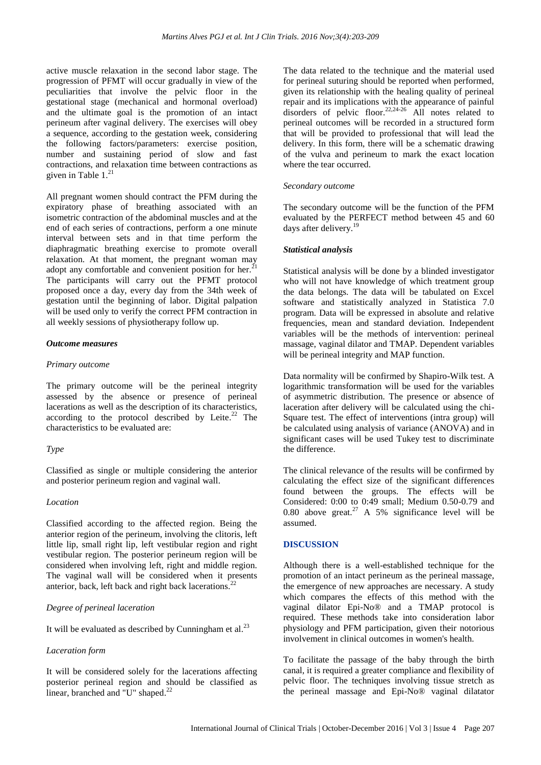active muscle relaxation in the second labor stage. The progression of PFMT will occur gradually in view of the peculiarities that involve the pelvic floor in the gestational stage (mechanical and hormonal overload) and the ultimate goal is the promotion of an intact perineum after vaginal delivery. The exercises will obey a sequence, according to the gestation week, considering the following factors/parameters: exercise position, number and sustaining period of slow and fast contractions, and relaxation time between contractions as given in Table 1.[21]

All pregnant women should contract the PFM during the expiratory phase of breathing associated with an isometric contraction of the abdominal muscles and at the end of each series of contractions, perform a one minute interval between sets and in that time perform the diaphragmatic breathing exercise to promote overall relaxation. At that moment, the pregnant woman may adopt any comfortable and convenient position for her.[21] The participants will carry out the PFMT protocol proposed once a day, every day from the 34th week of gestation until the beginning of labor. Digital palpation will be used only to verify the correct PFM contraction in all weekly sessions of physiotherapy follow up.

### *Outcome measures*

#### *Primary outcome*

The primary outcome will be the perineal integrity assessed by the absence or presence of perineal lacerations as well as the description of its characteristics, according to the protocol described by Leite.[22] The characteristics to be evaluated are:

##### *Type*

Classified as single or multiple considering the anterior and posterior perineum region and vaginal wall.

##### *Location*

Classified according to the affected region. Being the anterior region of the perineum, involving the clitoris, left little lip, small right lip, left vestibular region and right vestibular region. The posterior perineum region will be considered when involving left, right and middle region. The vaginal wall will be considered when it presents anterior, back, left back and right back lacerations.[22]

##### *Degree of perineal laceration*

It will be evaluated as described by Cunningham et al.[23]

##### *Laceration form*

It will be considered solely for the lacerations affecting posterior perineal region and should be classified as linear, branched and "U" shaped.[22]

The data related to the technique and the material used for perineal suturing should be reported when performed, given its relationship with the healing quality of perineal repair and its implications with the appearance of painful disorders of pelvic floor.[22,24-26] All notes related to perineal outcomes will be recorded in a structured form that will be provided to professional that will lead the delivery. In this form, there will be a schematic drawing of the vulva and perineum to mark the exact location where the tear occurred.

#### *Secondary outcome*

The secondary outcome will be the function of the PFM evaluated by the PERFECT method between 45 and 60 days after delivery.[19]

### *Statistical analysis*

Statistical analysis will be done by a blinded investigator who will not have knowledge of which treatment group the data belongs. The data will be tabulated on Excel software and statistically analyzed in Statistica 7.0 program. Data will be expressed in absolute and relative frequencies, mean and standard deviation. Independent variables will be the methods of intervention: perineal massage, vaginal dilator and TMAP. Dependent variables will be perineal integrity and MAP function.

Data normality will be confirmed by Shapiro-Wilk test. A logarithmic transformation will be used for the variables of asymmetric distribution. The presence or absence of laceration after delivery will be calculated using the chi-Square test. The effect of interventions (intra group) will be calculated using analysis of variance (ANOVA) and in significant cases will be used Tukey test to discriminate the difference.

The clinical relevance of the results will be confirmed by calculating the effect size of the significant differences found between the groups. The effects will be Considered: 0:00 to 0:49 small; Medium 0.50-0.79 and 0.80 above great.[27] A 5% significance level will be assumed.

## DISCUSSION

Although there is a well-established technique for the promotion of an intact perineum as the perineal massage, the emergence of new approaches are necessary. A study which compares the effects of this method with the vaginal dilator Epi-No® and a TMAP protocol is required. These methods take into consideration labor physiology and PFM participation, given their notorious involvement in clinical outcomes in women's health.

To facilitate the passage of the baby through the birth canal, it is required a greater compliance and flexibility of pelvic floor. The techniques involving tissue stretch as the perineal massage and Epi-No® vaginal dilatator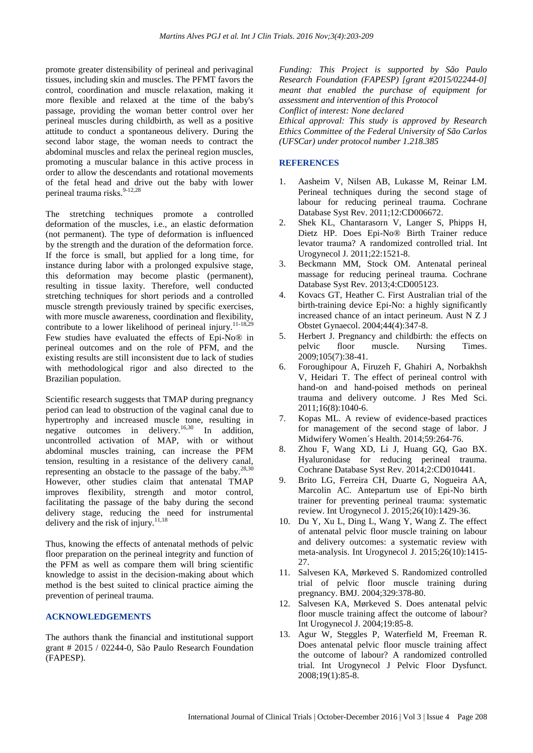promote greater distensibility of perineal and perivaginal tissues, including skin and muscles. The PFMT favors the control, coordination and muscle relaxation, making it more flexible and relaxed at the time of the baby's passage, providing the woman better control over her perineal muscles during childbirth, as well as a positive attitude to conduct a spontaneous delivery. During the second labor stage, the woman needs to contract the abdominal muscles and relax the perineal region muscles, promoting a muscular balance in this active process in order to allow the descendants and rotational movements of the fetal head and drive out the baby with lower perineal trauma risks.[9-12,28]

The stretching techniques promote a controlled deformation of the muscles, i.e., an elastic deformation (not permanent). The type of deformation is influenced by the strength and the duration of the deformation force. If the force is small, but applied for a long time, for instance during labor with a prolonged expulsive stage, this deformation may become plastic (permanent), resulting in tissue laxity. Therefore, well conducted stretching techniques for short periods and a controlled muscle strength previously trained by specific exercises, with more muscle awareness, coordination and flexibility, contribute to a lower likelihood of perineal injury.[11-18,29] Few studies have evaluated the effects of Epi-No® in perineal outcomes and on the role of PFM, and the existing results are still inconsistent due to lack of studies with methodological rigor and also directed to the Brazilian population.

Scientific research suggests that TMAP during pregnancy period can lead to obstruction of the vaginal canal due to hypertrophy and increased muscle tone, resulting in negative outcomes in delivery.[16,30] In addition, uncontrolled activation of MAP, with or without abdominal muscles training, can increase the PFM tension, resulting in a resistance of the delivery canal, representing an obstacle to the passage of the baby.[28,30] However, other studies claim that antenatal TMAP improves flexibility, strength and motor control, facilitating the passage of the baby during the second delivery stage, reducing the need for instrumental delivery and the risk of injury.[11,18]

Thus, knowing the effects of antenatal methods of pelvic floor preparation on the perineal integrity and function of the PFM as well as compare them will bring scientific knowledge to assist in the decision-making about which method is the best suited to clinical practice aiming the prevention of perineal trauma.

## ACKNOWLEDGEMENTS

The authors thank the financial and institutional support grant # 2015 / 02244-0, São Paulo Research Foundation (FAPESP).

*Funding: This Project is supported by São Paulo Research Foundation (FAPESP) [grant #2015/02244-0] meant that enabled the purchase of equipment for assessment and intervention of this Protocol*
*Conflict of interest: None declared*
*Ethical approval: This study is approved by Research Ethics Committee of the Federal University of São Carlos (UFSCar) under protocol number 1.218.385*

## REFERENCES

1. Aasheim V, Nilsen AB, Lukasse M, Reinar LM. Perineal techniques during the second stage of labour for reducing perineal trauma. Cochrane Database Syst Rev. 2011;12:CD006672.
2. Shek KL, Chantarasorn V, Langer S, Phipps H, Dietz HP. Does Epi-No® Birth Trainer reduce levator trauma? A randomized controlled trial. Int Urogynecol J. 2011;22:1521-8.
3. Beckmann MM, Stock OM. Antenatal perineal massage for reducing perineal trauma. Cochrane Database Syst Rev. 2013;4:CD005123.
4. Kovacs GT, Heather C. First Australian trial of the birth-training device Epi-No: a highly significantly increased chance of an intact perineum. Aust N Z J Obstet Gynaecol. 2004;44(4):347-8.
5. Herbert J. Pregnancy and childbirth: the effects on pelvic floor muscle. Nursing Times. 2009;105(7):38-41.
6. Foroughipour A, Firuzeh F, Ghahiri A, Norbakhsh V, Heidari T. The effect of perineal control with hand-on and hand-poised methods on perineal trauma and delivery outcome. J Res Med Sci. 2011;16(8):1040-6.
7. Kopas ML. A review of evidence-based practices for management of the second stage of labor. J Midwifery Women´s Health. 2014;59:264-76.
8. Zhou F, Wang XD, Li J, Huang GQ, Gao BX. Hyaluronidase for reducing perineal trauma. Cochrane Database Syst Rev. 2014;2:CD010441.
9. Brito LG, Ferreira CH, Duarte G, Nogueira AA, Marcolin AC. Antepartum use of Epi-No birth trainer for preventing perineal trauma: systematic review. Int Urogynecol J. 2015;26(10):1429-36.
10. Du Y, Xu L, Ding L, Wang Y, Wang Z. The effect of antenatal pelvic floor muscle training on labour and delivery outcomes: a systematic review with meta-analysis. Int Urogynecol J. 2015;26(10):1415-27.
11. Salvesen KA, Mørkeved S. Randomized controlled trial of pelvic floor muscle training during pregnancy. BMJ. 2004;329:378-80.
12. Salvesen KA, Mørkeved S. Does antenatal pelvic floor muscle training affect the outcome of labour? Int Urogynecol J. 2004;19:85-8.
13. Agur W, Steggles P, Waterfield M, Freeman R. Does antenatal pelvic floor muscle training affect the outcome of labour? A randomized controlled trial. Int Urogynecol J Pelvic Floor Dysfunct. 2008;19(1):85-8.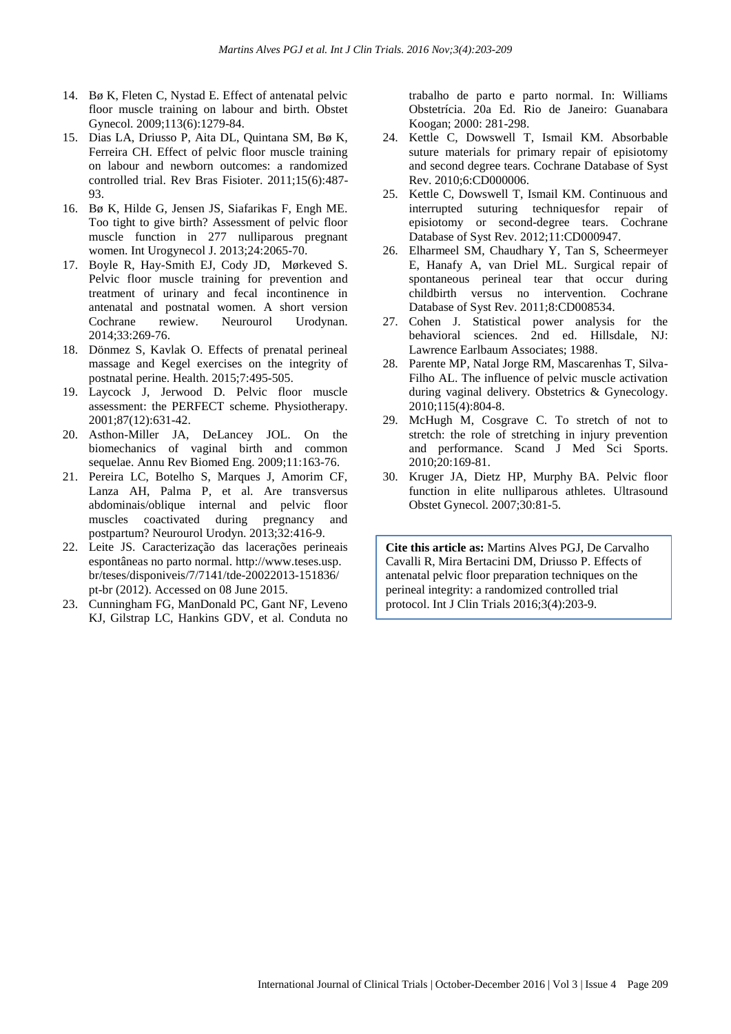14. Bø K, Fleten C, Nystad E. Effect of antenatal pelvic floor muscle training on labour and birth. Obstet Gynecol. 2009;113(6):1279-84.
15. Dias LA, Driusso P, Aita DL, Quintana SM, Bø K, Ferreira CH. Effect of pelvic floor muscle training on labour and newborn outcomes: a randomized controlled trial. Rev Bras Fisioter. 2011;15(6):487-93.
16. Bø K, Hilde G, Jensen JS, Siafarikas F, Engh ME. Too tight to give birth? Assessment of pelvic floor muscle function in 277 nulliparous pregnant women. Int Urogynecol J. 2013;24:2065-70.
17. Boyle R, Hay-Smith EJ, Cody JD, Mørkeved S. Pelvic floor muscle training for prevention and treatment of urinary and fecal incontinence in antenatal and postnatal women. A short version Cochrane rewiew. Neurourol Urodynan. 2014;33:269-76.
18. Dönmez S, Kavlak O. Effects of prenatal perineal massage and Kegel exercises on the integrity of postnatal perine. Health. 2015;7:495-505.
19. Laycock J, Jerwood D. Pelvic floor muscle assessment: the PERFECT scheme. Physiotherapy. 2001;87(12):631-42.
20. Asthon-Miller JA, DeLancey JOL. On the biomechanics of vaginal birth and common sequelae. Annu Rev Biomed Eng. 2009;11:163-76.
21. Pereira LC, Botelho S, Marques J, Amorim CF, Lanza AH, Palma P, et al. Are transversus abdominais/oblique internal and pelvic floor muscles coactivated during pregnancy and postpartum? Neurourol Urodyn. 2013;32:416-9.
22. Leite JS. Caracterização das lacerações perineais espontâneas no parto normal. http://www.teses.usp.br/teses/disponiveis/7/7141/tde-20022013-151836/pt-br (2012). Accessed on 08 June 2015.
23. Cunningham FG, ManDonald PC, Gant NF, Leveno KJ, Gilstrap LC, Hankins GDV, et al. Conduta no trabalho de parto e parto normal. In: Williams Obstetrícia. 20a Ed. Rio de Janeiro: Guanabara Koogan; 2000: 281-298.
24. Kettle C, Dowswell T, Ismail KM. Absorbable suture materials for primary repair of episiotomy and second degree tears. Cochrane Database of Syst Rev. 2010;6:CD000006.
25. Kettle C, Dowswell T, Ismail KM. Continuous and interrupted suturing techniquesfor repair of episiotomy or second-degree tears. Cochrane Database of Syst Rev. 2012;11:CD000947.
26. Elharmeel SM, Chaudhary Y, Tan S, Scheermeyer E, Hanafy A, van Driel ML. Surgical repair of spontaneous perineal tear that occur during childbirth versus no intervention. Cochrane Database of Syst Rev. 2011;8:CD008534.
27. Cohen J. Statistical power analysis for the behavioral sciences. 2nd ed. Hillsdale, NJ: Lawrence Earlbaum Associates; 1988.
28. Parente MP, Natal Jorge RM, Mascarenhas T, Silva-Filho AL. The influence of pelvic muscle activation during vaginal delivery. Obstetrics & Gynecology. 2010;115(4):804-8.
29. McHugh M, Cosgrave C. To stretch of not to stretch: the role of stretching in injury prevention and performance. Scand J Med Sci Sports. 2010;20:169-81.
30. Kruger JA, Dietz HP, Murphy BA. Pelvic floor function in elite nulliparous athletes. Ultrasound Obstet Gynecol. 2007;30:81-5.

**Cite this article as:** Martins Alves PGJ, De Carvalho Cavalli R, Mira Bertacini DM, Driusso P. Effects of antenatal pelvic floor preparation techniques on the perineal integrity: a randomized controlled trial protocol. Int J Clin Trials 2016;3(4):203-9.